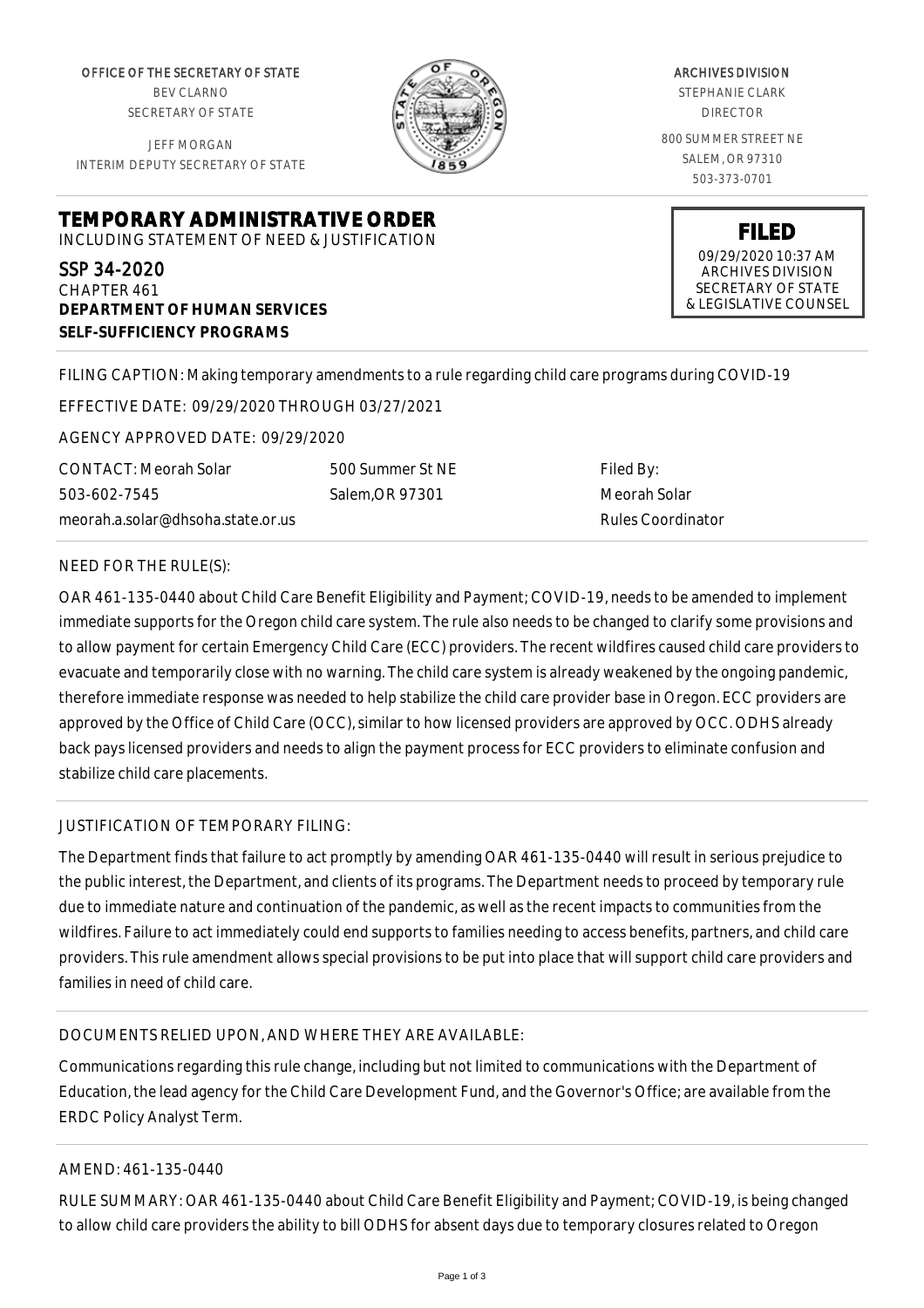OFFICE OF THE SECRETARY OF STATE
BEV CLARNO
SECRETARY OF STATE

JEFF MORGAN
INTERIM DEPUTY SECRETARY OF STATE

ARCHIVES DIVISION
STEPHANIE CLARK
DIRECTOR

800 SUMMER STREET NE
SALEM, OR 97310
503-373-0701

# TEMPORARY ADMINISTRATIVE ORDER

INCLUDING STATEMENT OF NEED & JUSTIFICATION

**FILED**
09/29/2020 10:37 AM
ARCHIVES DIVISION
SECRETARY OF STATE
& LEGISLATIVE COUNSEL

SSP 34-2020
CHAPTER 461
**DEPARTMENT OF HUMAN SERVICES**
**SELF-SUFFICIENCY PROGRAMS**

FILING CAPTION: Making temporary amendments to a rule regarding child care programs during COVID-19

EFFECTIVE DATE: 09/29/2020 THROUGH 03/27/2021

AGENCY APPROVED DATE: 09/29/2020

CONTACT: Meorah Solar
503-602-7545
meorah.a.solar@dhsoha.state.or.us

500 Summer St NE
Salem,OR 97301

Filed By:
Meorah Solar
Rules Coordinator

NEED FOR THE RULE(S):

OAR 461-135-0440 about Child Care Benefit Eligibility and Payment; COVID-19, needs to be amended to implement immediate supports for the Oregon child care system. The rule also needs to be changed to clarify some provisions and to allow payment for certain Emergency Child Care (ECC) providers. The recent wildfires caused child care providers to evacuate and temporarily close with no warning. The child care system is already weakened by the ongoing pandemic, therefore immediate response was needed to help stabilize the child care provider base in Oregon. ECC providers are approved by the Office of Child Care (OCC), similar to how licensed providers are approved by OCC. ODHS already back pays licensed providers and needs to align the payment process for ECC providers to eliminate confusion and stabilize child care placements.

JUSTIFICATION OF TEMPORARY FILING:

The Department finds that failure to act promptly by amending OAR 461-135-0440 will result in serious prejudice to the public interest, the Department, and clients of its programs. The Department needs to proceed by temporary rule due to immediate nature and continuation of the pandemic, as well as the recent impacts to communities from the wildfires. Failure to act immediately could end supports to families needing to access benefits, partners, and child care providers. This rule amendment allows special provisions to be put into place that will support child care providers and families in need of child care.

DOCUMENTS RELIED UPON, AND WHERE THEY ARE AVAILABLE:

Communications regarding this rule change, including but not limited to communications with the Department of Education, the lead agency for the Child Care Development Fund, and the Governor's Office; are available from the ERDC Policy Analyst Term.

AMEND: 461-135-0440

RULE SUMMARY: OAR 461-135-0440 about Child Care Benefit Eligibility and Payment; COVID-19, is being changed to allow child care providers the ability to bill ODHS for absent days due to temporary closures related to Oregon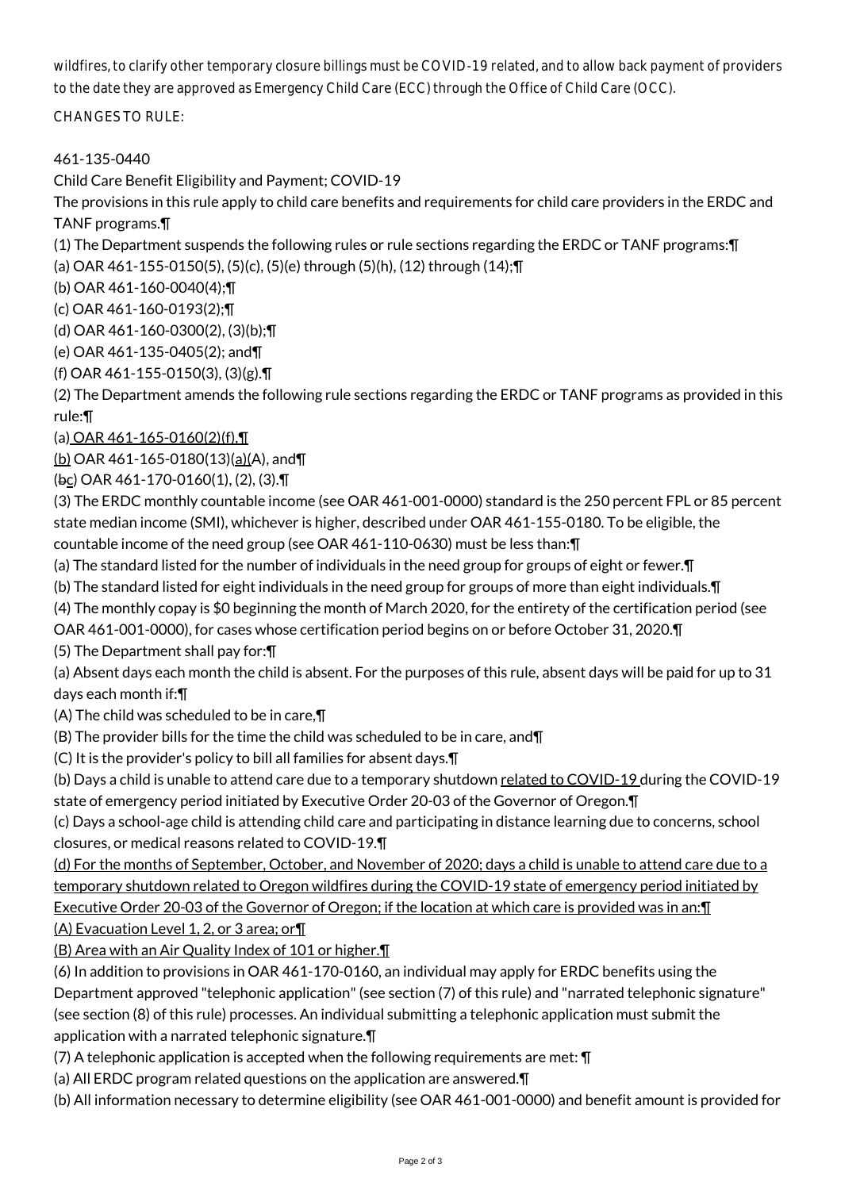wildfires, to clarify other temporary closure billings must be COVID-19 related, and to allow back payment of providers to the date they are approved as Emergency Child Care (ECC) through the Office of Child Care (OCC).

CHANGES TO RULE:

461-135-0440

Child Care Benefit Eligibility and Payment; COVID-19

The provisions in this rule apply to child care benefits and requirements for child care providers in the ERDC and TANF programs.¶

(1) The Department suspends the following rules or rule sections regarding the ERDC or TANF programs:¶

(a) OAR 461-155-0150(5), (5)(c), (5)(e) through (5)(h), (12) through (14);¶

(b) OAR 461-160-0040(4);¶

(c) OAR 461-160-0193(2);¶

(d) OAR 461-160-0300(2), (3)(b);¶

(e) OAR 461-135-0405(2); and¶

(f) OAR 461-155-0150(3), (3)(g).¶

(2) The Department amends the following rule sections regarding the ERDC or TANF programs as provided in this rule:¶

(a) OAR 461-165-0160(2)(f),¶

(b) OAR 461-165-0180(13)(a)(A), and¶

(bc) OAR 461-170-0160(1), (2), (3).¶

(3) The ERDC monthly countable income (see OAR 461-001-0000) standard is the 250 percent FPL or 85 percent state median income (SMI), whichever is higher, described under OAR 461-155-0180. To be eligible, the countable income of the need group (see OAR 461-110-0630) must be less than:¶

(a) The standard listed for the number of individuals in the need group for groups of eight or fewer.¶

(b) The standard listed for eight individuals in the need group for groups of more than eight individuals.¶

(4) The monthly copay is $0 beginning the month of March 2020, for the entirety of the certification period (see OAR 461-001-0000), for cases whose certification period begins on or before October 31, 2020.¶

(5) The Department shall pay for:¶

(a) Absent days each month the child is absent. For the purposes of this rule, absent days will be paid for up to 31 days each month if:¶

(A) The child was scheduled to be in care,¶

(B) The provider bills for the time the child was scheduled to be in care, and¶

(C) It is the provider's policy to bill all families for absent days.¶

(b) Days a child is unable to attend care due to a temporary shutdown related to COVID-19 during the COVID-19 state of emergency period initiated by Executive Order 20-03 of the Governor of Oregon.¶

(c) Days a school-age child is attending child care and participating in distance learning due to concerns, school closures, or medical reasons related to COVID-19.¶

(d) For the months of September, October, and November of 2020; days a child is unable to attend care due to a temporary shutdown related to Oregon wildfires during the COVID-19 state of emergency period initiated by Executive Order 20-03 of the Governor of Oregon; if the location at which care is provided was in an:¶

(A) Evacuation Level 1, 2, or 3 area; or¶

(B) Area with an Air Quality Index of 101 or higher.¶

(6) In addition to provisions in OAR 461-170-0160, an individual may apply for ERDC benefits using the Department approved "telephonic application" (see section (7) of this rule) and "narrated telephonic signature" (see section (8) of this rule) processes. An individual submitting a telephonic application must submit the application with a narrated telephonic signature.¶

(7) A telephonic application is accepted when the following requirements are met: ¶

(a) All ERDC program related questions on the application are answered.¶

(b) All information necessary to determine eligibility (see OAR 461-001-0000) and benefit amount is provided for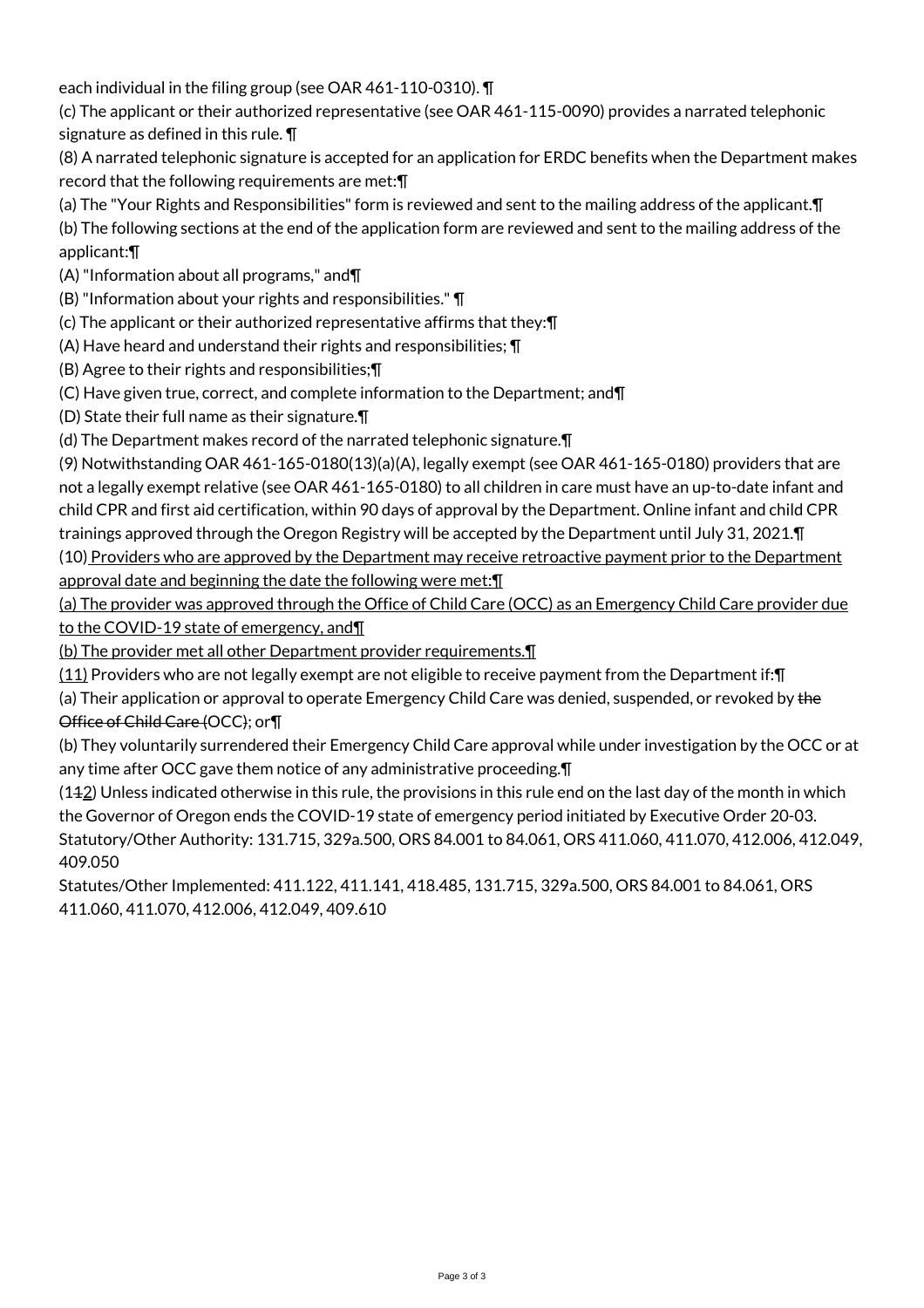each individual in the filing group (see OAR 461-110-0310). ¶

(c) The applicant or their authorized representative (see OAR 461-115-0090) provides a narrated telephonic signature as defined in this rule. ¶

(8) A narrated telephonic signature is accepted for an application for ERDC benefits when the Department makes record that the following requirements are met:¶

(a) The "Your Rights and Responsibilities" form is reviewed and sent to the mailing address of the applicant.¶

(b) The following sections at the end of the application form are reviewed and sent to the mailing address of the applicant:¶

(A) "Information about all programs," and¶

(B) "Information about your rights and responsibilities." ¶

(c) The applicant or their authorized representative affirms that they:¶

(A) Have heard and understand their rights and responsibilities; ¶

(B) Agree to their rights and responsibilities;¶

(C) Have given true, correct, and complete information to the Department; and¶

(D) State their full name as their signature.¶

(d) The Department makes record of the narrated telephonic signature.¶

(9) Notwithstanding OAR 461-165-0180(13)(a)(A), legally exempt (see OAR 461-165-0180) providers that are not a legally exempt relative (see OAR 461-165-0180) to all children in care must have an up-to-date infant and child CPR and first aid certification, within 90 days of approval by the Department. Online infant and child CPR trainings approved through the Oregon Registry will be accepted by the Department until July 31, 2021.¶

(10) <u>Providers who are approved by the Department may receive retroactive payment prior to the Department approval date and beginning the date the following were met:¶</u>

<u>(a) The provider was approved through the Office of Child Care (OCC) as an Emergency Child Care provider due to the COVID-19 state of emergency, and¶</u>

<u>(b) The provider met all other Department provider requirements.¶</u>

<u>(11)</u> Providers who are not legally exempt are not eligible to receive payment from the Department if:¶

(a) Their application or approval to operate Emergency Child Care was denied, suspended, or revoked by ~~the Office of Child Care (~~OCC~~)~~; or¶

(b) They voluntarily surrendered their Emergency Child Care approval while under investigation by the OCC or at any time after OCC gave them notice of any administrative proceeding.¶

(1~~1~~<u>2</u>) Unless indicated otherwise in this rule, the provisions in this rule end on the last day of the month in which the Governor of Oregon ends the COVID-19 state of emergency period initiated by Executive Order 20-03.

Statutory/Other Authority: 131.715, 329a.500, ORS 84.001 to 84.061, ORS 411.060, 411.070, 412.006, 412.049, 409.050

Statutes/Other Implemented: 411.122, 411.141, 418.485, 131.715, 329a.500, ORS 84.001 to 84.061, ORS 411.060, 411.070, 412.006, 412.049, 409.610